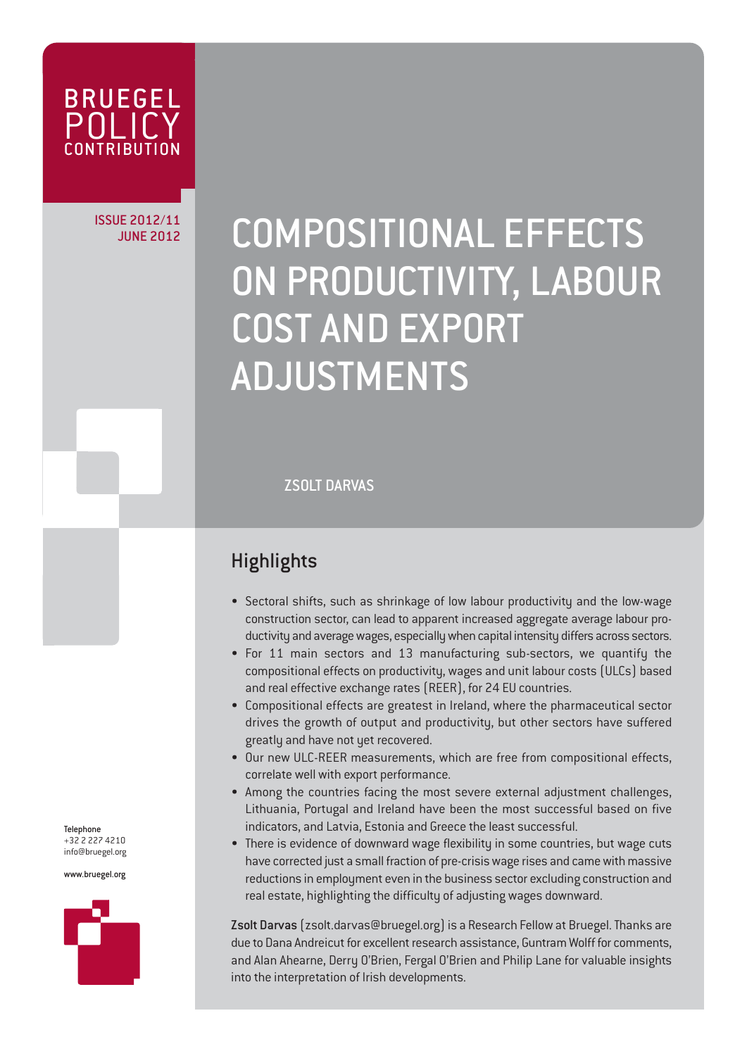BRUEGEL POLICY CONTRIBUTION

ISSUE 2012/11
JUNE 2012

# COMPOSITIONAL EFFECTS ON PRODUCTIVITY, LABOUR COST AND EXPORT ADJUSTMENTS

ZSOLT DARVAS

## Highlights

- Sectoral shifts, such as shrinkage of low labour productivity and the low-wage construction sector, can lead to apparent increased aggregate average labour productivity and average wages, especially when capital intensity differs across sectors.
- For 11 main sectors and 13 manufacturing sub-sectors, we quantify the compositional effects on productivity, wages and unit labour costs (ULCs) based and real effective exchange rates (REER), for 24 EU countries.
- Compositional effects are greatest in Ireland, where the pharmaceutical sector drives the growth of output and productivity, but other sectors have suffered greatly and have not yet recovered.
- Our new ULC-REER measurements, which are free from compositional effects, correlate well with export performance.
- Among the countries facing the most severe external adjustment challenges, Lithuania, Portugal and Ireland have been the most successful based on five indicators, and Latvia, Estonia and Greece the least successful.
- There is evidence of downward wage flexibility in some countries, but wage cuts have corrected just a small fraction of pre-crisis wage rises and came with massive reductions in employment even in the business sector excluding construction and real estate, highlighting the difficulty of adjusting wages downward.

**Zsolt Darvas** (zsolt.darvas@bruegel.org) is a Research Fellow at Bruegel. Thanks are due to Dana Andreicut for excellent research assistance, Guntram Wolff for comments, and Alan Ahearne, Derry O'Brien, Fergal O'Brien and Philip Lane for valuable insights into the interpretation of Irish developments.

Telephone
+32 2 227 4210
info@bruegel.org

www.bruegel.org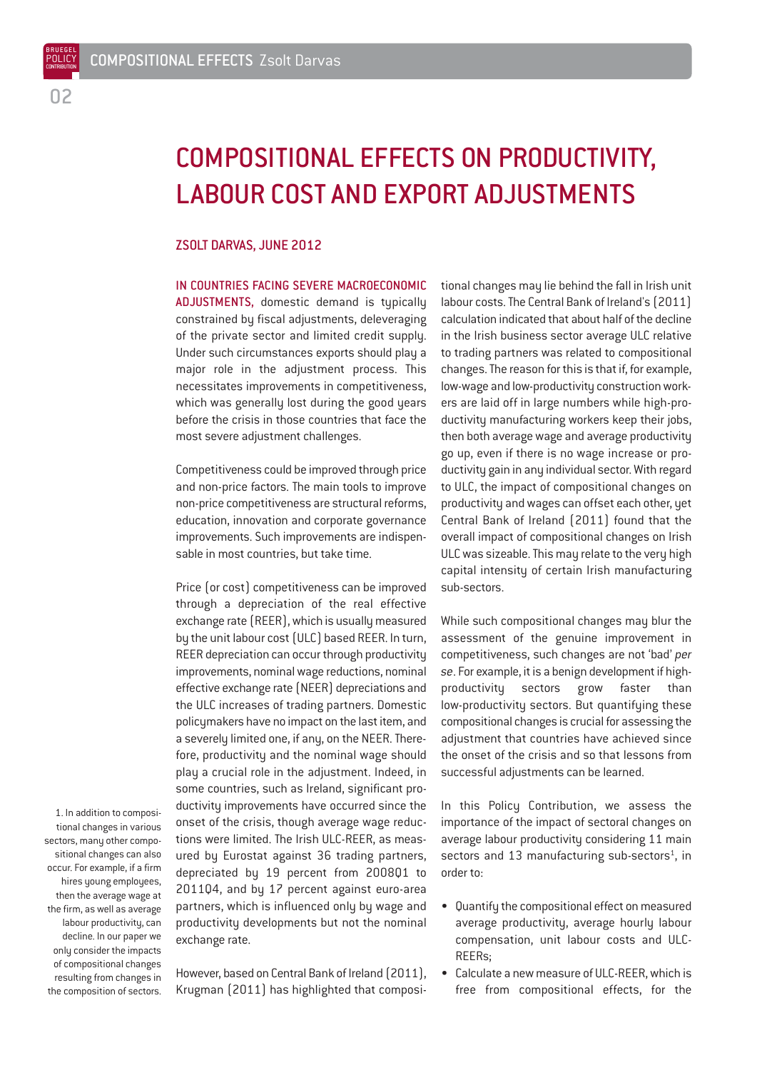# COMPOSITIONAL EFFECTS ON PRODUCTIVITY, LABOUR COST AND EXPORT ADJUSTMENTS

ZSOLT DARVAS, JUNE 2012

IN COUNTRIES FACING SEVERE MACROECONOMIC ADJUSTMENTS, domestic demand is typically constrained by fiscal adjustments, deleveraging of the private sector and limited credit supply. Under such circumstances exports should play a major role in the adjustment process. This necessitates improvements in competitiveness, which was generally lost during the good years before the crisis in those countries that face the most severe adjustment challenges.

Competitiveness could be improved through price and non-price factors. The main tools to improve non-price competitiveness are structural reforms, education, innovation and corporate governance improvements. Such improvements are indispensable in most countries, but take time.

Price (or cost) competitiveness can be improved through a depreciation of the real effective exchange rate (REER), which is usually measured by the unit labour cost (ULC) based REER. In turn, REER depreciation can occur through productivity improvements, nominal wage reductions, nominal effective exchange rate (NEER) depreciations and the ULC increases of trading partners. Domestic policymakers have no impact on the last item, and a severely limited one, if any, on the NEER. Therefore, productivity and the nominal wage should play a crucial role in the adjustment. Indeed, in some countries, such as Ireland, significant productivity improvements have occurred since the onset of the crisis, though average wage reductions were limited. The Irish ULC-REER, as measured by Eurostat against 36 trading partners, depreciated by 19 percent from 2008Q1 to 2011Q4, and by 17 percent against euro-area partners, which is influenced only by wage and productivity developments but not the nominal exchange rate.

However, based on Central Bank of Ireland (2011), Krugman (2011) has highlighted that compositional changes may lie behind the fall in Irish unit labour costs. The Central Bank of Ireland's (2011) calculation indicated that about half of the decline in the Irish business sector average ULC relative to trading partners was related to compositional changes. The reason for this is that if, for example, low-wage and low-productivity construction workers are laid off in large numbers while high-productivity manufacturing workers keep their jobs, then both average wage and average productivity go up, even if there is no wage increase or productivity gain in any individual sector. With regard to ULC, the impact of compositional changes on productivity and wages can offset each other, yet Central Bank of Ireland (2011) found that the overall impact of compositional changes on Irish ULC was sizeable. This may relate to the very high capital intensity of certain Irish manufacturing sub-sectors.

While such compositional changes may blur the assessment of the genuine improvement in competitiveness, such changes are not 'bad' *per se*. For example, it is a benign development if high-productivity sectors grow faster than low-productivity sectors. But quantifying these compositional changes is crucial for assessing the adjustment that countries have achieved since the onset of the crisis and so that lessons from successful adjustments can be learned.

In this Policy Contribution, we assess the importance of the impact of sectoral changes on average labour productivity considering 11 main sectors and 13 manufacturing sub-sectors[1], in order to:

- Quantify the compositional effect on measured average productivity, average hourly labour compensation, unit labour costs and ULC-REERs;
- Calculate a new measure of ULC-REER, which is free from compositional effects, for the

1. In addition to compositional changes in various sectors, many other compositional changes can also occur. For example, if a firm hires young employees, then the average wage at the firm, as well as average labour productivity, can decline. In our paper we only consider the impacts of compositional changes resulting from changes in the composition of sectors.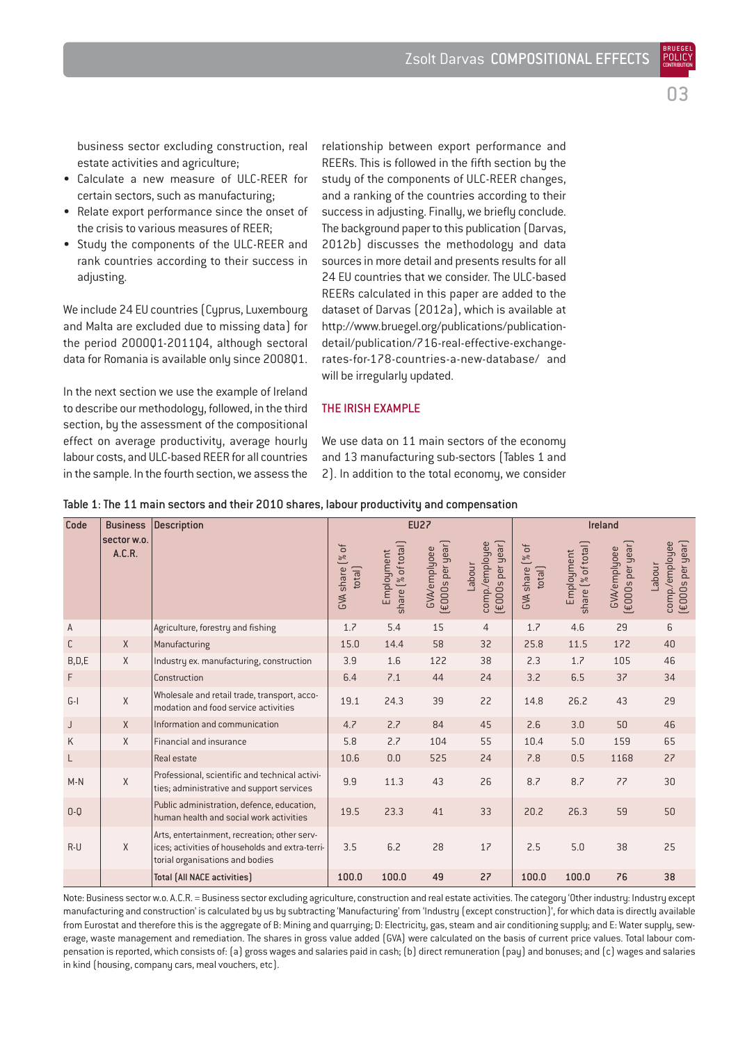business sector excluding construction, real estate activities and agriculture;

- Calculate a new measure of ULC-REER for certain sectors, such as manufacturing;
- Relate export performance since the onset of the crisis to various measures of REER;
- Study the components of the ULC-REER and rank countries according to their success in adjusting.

We include 24 EU countries (Cyprus, Luxembourg and Malta are excluded due to missing data) for the period 2000Q1-2011Q4, although sectoral data for Romania is available only since 2008Q1.

In the next section we use the example of Ireland to describe our methodology, followed, in the third section, by the assessment of the compositional effect on average productivity, average hourly labour costs, and ULC-based REER for all countries in the sample. In the fourth section, we assess the relationship between export performance and REERs. This is followed in the fifth section by the study of the components of ULC-REER changes, and a ranking of the countries according to their success in adjusting. Finally, we briefly conclude. The background paper to this publication (Darvas, 2012b) discusses the methodology and data sources in more detail and presents results for all 24 EU countries that we consider. The ULC-based REERs calculated in this paper are added to the dataset of Darvas (2012a), which is available at http://www.bruegel.org/publications/publication-detail/publication/716-real-effective-exchange-rates-for-178-countries-a-new-database/ and will be irregularly updated.

## THE IRISH EXAMPLE

We use data on 11 main sectors of the economy and 13 manufacturing sub-sectors (Tables 1 and 2). In addition to the total economy, we consider

Table 1: The 11 main sectors and their 2010 shares, labour productivity and compensation

| Code | Business sector w.o. A.C.R. | Description | EU27 | | | | Ireland | | | |
|---|---|---|---|---|---|---|---|---|---|---|
| | | | GVA share (% of total) | Employment share (% of total) | GVA/employee (€000s per year) | Labour comp./employee (€000s per year) | GVA share (% of total) | Employment share (% of total) | GVA/employee (€000s per year) | Labour comp./employee (€000s per year) |
| A | | Agriculture, forestry and fishing | 1.7 | 5.4 | 15 | 4 | 1.7 | 4.6 | 29 | 6 |
| C | X | Manufacturing | 15.0 | 14.4 | 58 | 32 | 25.8 | 11.5 | 172 | 40 |
| B,D,E | X | Industry ex. manufacturing, construction | 3.9 | 1.6 | 122 | 38 | 2.3 | 1.7 | 105 | 46 |
| F | | Construction | 6.4 | 7.1 | 44 | 24 | 3.2 | 6.5 | 37 | 34 |
| G-I | X | Wholesale and retail trade, transport, accomodation and food service activities | 19.1 | 24.3 | 39 | 22 | 14.8 | 26.2 | 43 | 29 |
| J | X | Information and communication | 4.7 | 2.7 | 84 | 45 | 2.6 | 3.0 | 50 | 46 |
| K | X | Financial and insurance | 5.8 | 2.7 | 104 | 55 | 10.4 | 5.0 | 159 | 65 |
| L | | Real estate | 10.6 | 0.0 | 525 | 24 | 7.8 | 0.5 | 1168 | 27 |
| M-N | X | Professional, scientific and technical activities; administrative and support services | 9.9 | 11.3 | 43 | 26 | 8.7 | 8.7 | 77 | 30 |
| O-Q | | Public administration, defence, education, human health and social work activities | 19.5 | 23.3 | 41 | 33 | 20.2 | 26.3 | 59 | 50 |
| R-U | X | Arts, entertainment, recreation; other services; activities of households and extra-territorial organisations and bodies | 3.5 | 6.2 | 28 | 17 | 2.5 | 5.0 | 38 | 25 |
| | | Total (All NACE activities) | 100.0 | 100.0 | 49 | 27 | 100.0 | 100.0 | 76 | 38 |

Note: Business sector w.o. A.C.R. = Business sector excluding agriculture, construction and real estate activities. The category 'Other industry: Industry except manufacturing and construction' is calculated by us by subtracting 'Manufacturing' from 'Industry (except construction)', for which data is directly available from Eurostat and therefore this is the aggregate of B: Mining and quarrying; D: Electricity, gas, steam and air conditioning supply; and E: Water supply, sewerage, waste management and remediation. The shares in gross value added (GVA) were calculated on the basis of current price values. Total labour compensation is reported, which consists of: (a) gross wages and salaries paid in cash; (b) direct remuneration (pay) and bonuses; and (c) wages and salaries in kind (housing, company cars, meal vouchers, etc).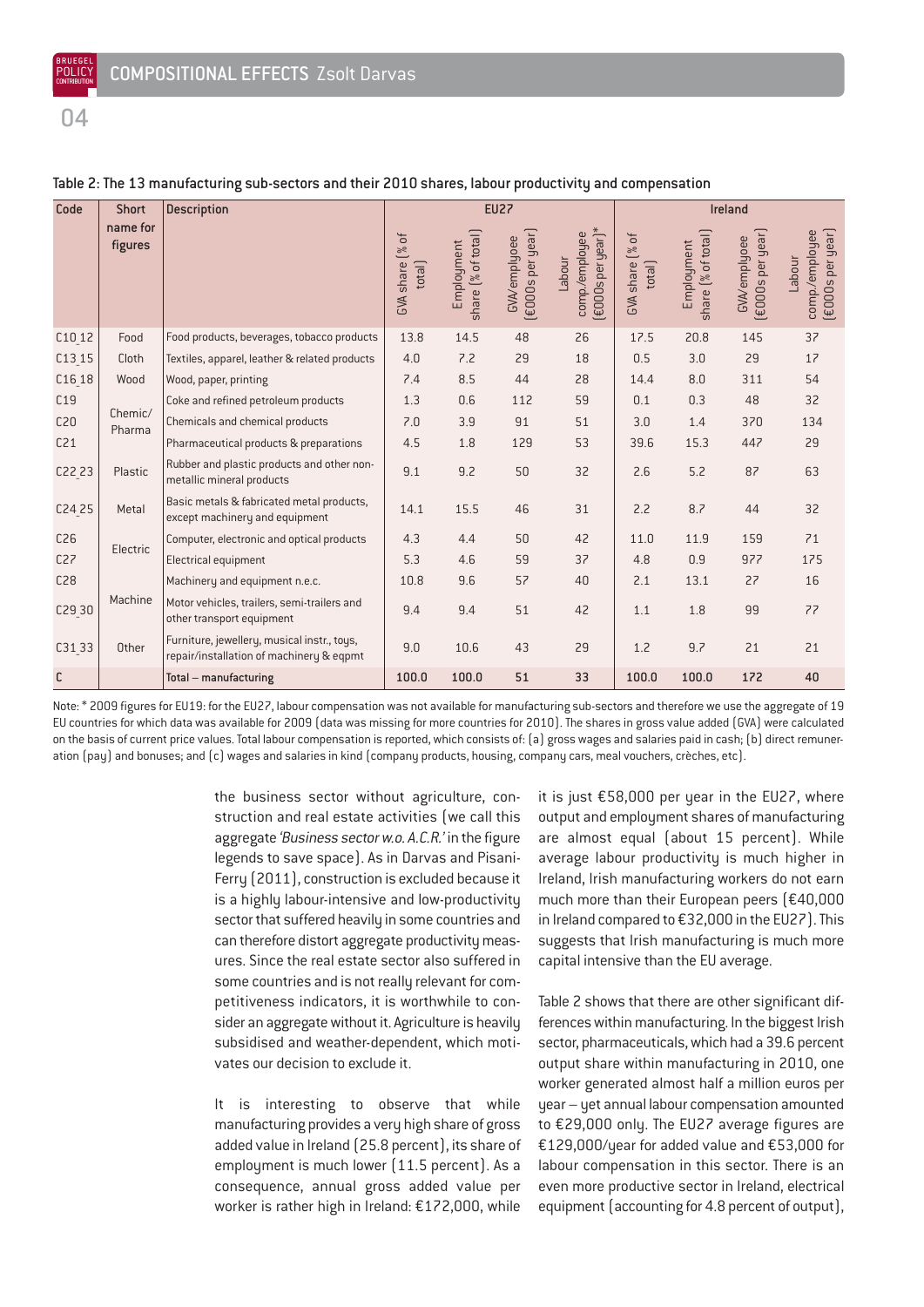Table 2: The 13 manufacturing sub-sectors and their 2010 shares, labour productivity and compensation

| Code | Short name for figures | Description | EU27 | | | | Ireland | | | |
|---|---|---|---|---|---|---|---|---|---|---|
| | | | GVA share (% of total) | Employment share (% of total) | GVA/emplyoee (€000s per year) | Labour comp./employee (€000s per year)* | GVA share (% of total) | Employment share (% of total) | GVA/emplyoee (€000s per year) | Labour comp./employee (€000s per year) |
| C10_12 | Food | Food products, beverages, tobacco products | 13.8 | 14.5 | 48 | 26 | 17.5 | 20.8 | 145 | 37 |
| C13_15 | Cloth | Textiles, apparel, leather & related products | 4.0 | 7.2 | 29 | 18 | 0.5 | 3.0 | 29 | 17 |
| C16_18 | Wood | Wood, paper, printing | 7.4 | 8.5 | 44 | 28 | 14.4 | 8.0 | 311 | 54 |
| C19 | Chemic/ Pharma | Coke and refined petroleum products | 1.3 | 0.6 | 112 | 59 | 0.1 | 0.3 | 48 | 32 |
| C20 | | Chemicals and chemical products | 7.0 | 3.9 | 91 | 51 | 3.0 | 1.4 | 370 | 134 |
| C21 | | Pharmaceutical products & preparations | 4.5 | 1.8 | 129 | 53 | 39.6 | 15.3 | 447 | 29 |
| C22_23 | Plastic | Rubber and plastic products and other non-metallic mineral products | 9.1 | 9.2 | 50 | 32 | 2.6 | 5.2 | 87 | 63 |
| C24_25 | Metal | Basic metals & fabricated metal products, except machinery and equipment | 14.1 | 15.5 | 46 | 31 | 2.2 | 8.7 | 44 | 32 |
| C26 | Electric | Computer, electronic and optical products | 4.3 | 4.4 | 50 | 42 | 11.0 | 11.9 | 159 | 71 |
| C27 | | Electrical equipment | 5.3 | 4.6 | 59 | 37 | 4.8 | 0.9 | 977 | 175 |
| C28 | Machine | Machinery and equipment n.e.c. | 10.8 | 9.6 | 57 | 40 | 2.1 | 13.1 | 27 | 16 |
| C29_30 | | Motor vehicles, trailers, semi-trailers and other transport equipment | 9.4 | 9.4 | 51 | 42 | 1.1 | 1.8 | 99 | 77 |
| C31_33 | Other | Furniture, jewellery, musical instr., toys, repair/installation of machinery & eqpmt | 9.0 | 10.6 | 43 | 29 | 1.2 | 9.7 | 21 | 21 |
| C | | Total – manufacturing | 100.0 | 100.0 | 51 | 33 | 100.0 | 100.0 | 172 | 40 |

Note: * 2009 figures for EU19: for the EU27, labour compensation was not available for manufacturing sub-sectors and therefore we use the aggregate of 19 EU countries for which data was available for 2009 (data was missing for more countries for 2010). The shares in gross value added (GVA) were calculated on the basis of current price values. Total labour compensation is reported, which consists of: (a) gross wages and salaries paid in cash; (b) direct remuneration (pay) and bonuses; and (c) wages and salaries in kind (company products, housing, company cars, meal vouchers, crèches, etc).

the business sector without agriculture, construction and real estate activities (we call this aggregate *'Business sector w.o. A.C.R.'* in the figure legends to save space). As in Darvas and Pisani-Ferry (2011), construction is excluded because it is a highly labour-intensive and low-productivity sector that suffered heavily in some countries and can therefore distort aggregate productivity measures. Since the real estate sector also suffered in some countries and is not really relevant for competitiveness indicators, it is worthwhile to consider an aggregate without it. Agriculture is heavily subsidised and weather-dependent, which motivates our decision to exclude it.

It is interesting to observe that while manufacturing provides a very high share of gross added value in Ireland (25.8 percent), its share of employment is much lower (11.5 percent). As a consequence, annual gross added value per worker is rather high in Ireland: €172,000, while it is just €58,000 per year in the EU27, where output and employment shares of manufacturing are almost equal (about 15 percent). While average labour productivity is much higher in Ireland, Irish manufacturing workers do not earn much more than their European peers (€40,000 in Ireland compared to €32,000 in the EU27). This suggests that Irish manufacturing is much more capital intensive than the EU average.

Table 2 shows that there are other significant differences within manufacturing. In the biggest Irish sector, pharmaceuticals, which had a 39.6 percent output share within manufacturing in 2010, one worker generated almost half a million euros per year – yet annual labour compensation amounted to €29,000 only. The EU27 average figures are €129,000/year for added value and €53,000 for labour compensation in this sector. There is an even more productive sector in Ireland, electrical equipment (accounting for 4.8 percent of output),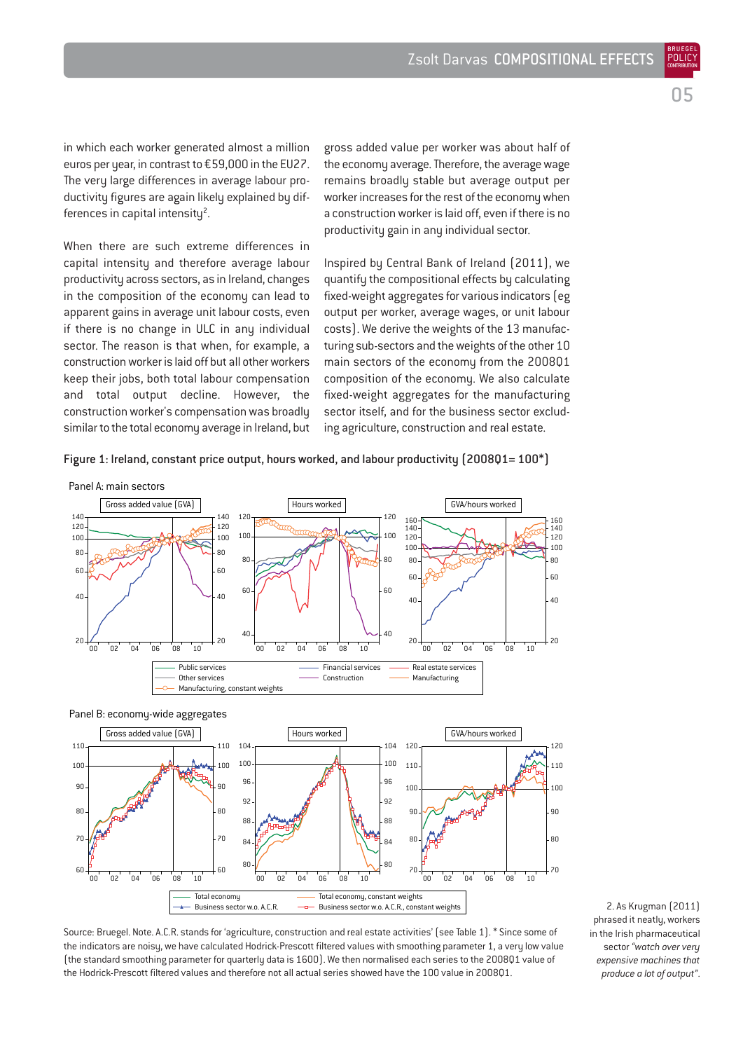in which each worker generated almost a million euros per year, in contrast to €59,000 in the EU27. The very large differences in average labour productivity figures are again likely explained by differences in capital intensity[2].

When there are such extreme differences in capital intensity and therefore average labour productivity across sectors, as in Ireland, changes in the composition of the economy can lead to apparent gains in average unit labour costs, even if there is no change in ULC in any individual sector. The reason is that when, for example, a construction worker is laid off but all other workers keep their jobs, both total labour compensation and total output decline. However, the construction worker's compensation was broadly similar to the total economy average in Ireland, but gross added value per worker was about half of the economy average. Therefore, the average wage remains broadly stable but average output per worker increases for the rest of the economy when a construction worker is laid off, even if there is no productivity gain in any individual sector.

Inspired by Central Bank of Ireland (2011), we quantify the compositional effects by calculating fixed-weight aggregates for various indicators (eg output per worker, average wages, or unit labour costs). We derive the weights of the 13 manufacturing sub-sectors and the weights of the other 10 main sectors of the economy from the 2008Q1 composition of the economy. We also calculate fixed-weight aggregates for the manufacturing sector itself, and for the business sector excluding agriculture, construction and real estate.

**Figure 1: Ireland, constant price output, hours worked, and labour productivity (2008Q1= 100*)**

Panel A: main sectors

Panel B: economy-wide aggregates

Source: Bruegel. Note. A.C.R. stands for 'agriculture, construction and real estate activities' (see Table 1). * Since some of the indicators are noisy, we have calculated Hodrick-Prescott filtered values with smoothing parameter 1, a very low value (the standard smoothing parameter for quarterly data is 1600). We then normalised each series to the 2008Q1 value of the Hodrick-Prescott filtered values and therefore not all actual series showed have the 100 value in 2008Q1.

2. As Krugman (2011) phrased it neatly, workers in the Irish pharmaceutical sector *"watch over very expensive machines that produce a lot of output"*.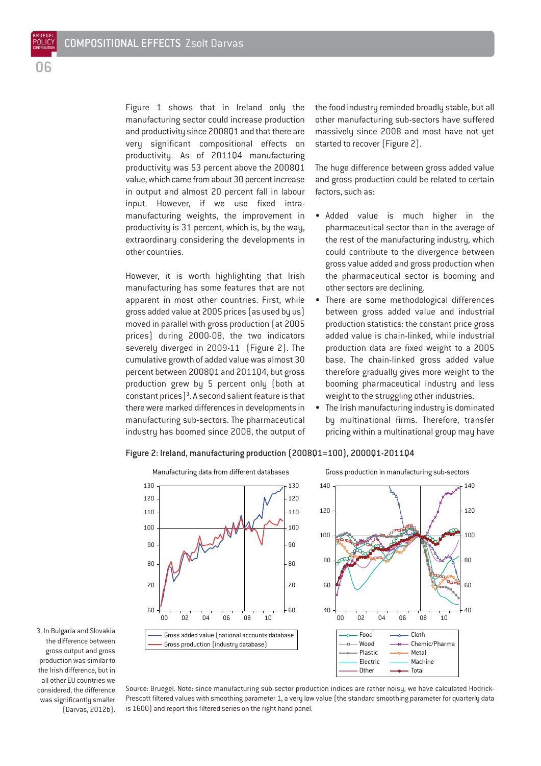Figure 1 shows that in Ireland only the manufacturing sector could increase production and productivity since 2008Q1 and that there are very significant compositional effects on productivity. As of 2011Q4 manufacturing productivity was 53 percent above the 2008Q1 value, which came from about 30 percent increase in output and almost 20 percent fall in labour input. However, if we use fixed intra-manufacturing weights, the improvement in productivity is 31 percent, which is, by the way, extraordinary considering the developments in other countries.

However, it is worth highlighting that Irish manufacturing has some features that are not apparent in most other countries. First, while gross added value at 2005 prices (as used by us) moved in parallel with gross production (at 2005 prices) during 2000-08, the two indicators severely diverged in 2009-11 (Figure 2). The cumulative growth of added value was almost 30 percent between 2008Q1 and 2011Q4, but gross production grew by 5 percent only (both at constant prices)[3]. A second salient feature is that there were marked differences in developments in manufacturing sub-sectors. The pharmaceutical industry has boomed since 2008, the output of the food industry reminded broadly stable, but all other manufacturing sub-sectors have suffered massively since 2008 and most have not yet started to recover (Figure 2).

The huge difference between gross added value and gross production could be related to certain factors, such as:

- Added value is much higher in the pharmaceutical sector than in the average of the rest of the manufacturing industry, which could contribute to the divergence between gross value added and gross production when the pharmaceutical sector is booming and other sectors are declining.
- There are some methodological differences between gross added value and industrial production statistics: the constant price gross added value is chain-linked, while industrial production data are fixed weight to a 2005 base. The chain-linked gross added value therefore gradually gives more weight to the booming pharmaceutical industry and less weight to the struggling other industries.
- The Irish manufacturing industry is dominated by multinational firms. Therefore, transfer pricing within a multinational group may have

3. In Bulgaria and Slovakia the difference between gross output and gross production was similar to the Irish difference, but in all other EU countries we considered, the difference was significantly smaller (Darvas, 2012b).

**Figure 2: Ireland, manufacturing production (2008Q1=100), 2000Q1-2011Q4**

Source: Bruegel. Note: since manufacturing sub-sector production indices are rather noisy, we have calculated Hodrick-Prescott filtered values with smoothing parameter 1, a very low value (the standard smoothing parameter for quarterly data is 1600) and report this filtered series on the right hand panel.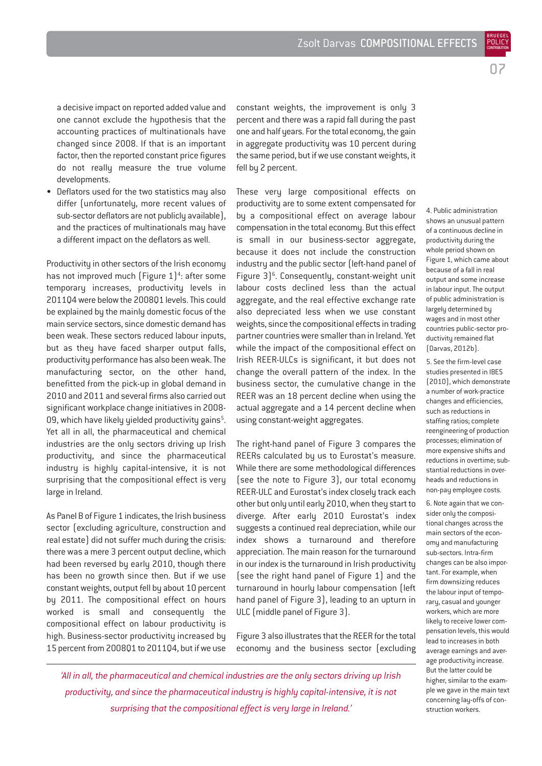a decisive impact on reported added value and one cannot exclude the hypothesis that the accounting practices of multinationals have changed since 2008. If that is an important factor, then the reported constant price figures do not really measure the true volume developments.

- Deflators used for the two statistics may also differ (unfortunately, more recent values of sub-sector deflators are not publicly available), and the practices of multinationals may have a different impact on the deflators as well.

Productivity in other sectors of the Irish economy has not improved much (Figure 1)[4]: after some temporary increases, productivity levels in 2011Q4 were below the 2008Q1 levels. This could be explained by the mainly domestic focus of the main service sectors, since domestic demand has been weak. These sectors reduced labour inputs, but as they have faced sharper output falls, productivity performance has also been weak. The manufacturing sector, on the other hand, benefitted from the pick-up in global demand in 2010 and 2011 and several firms also carried out significant workplace change initiatives in 2008-09, which have likely yielded productivity gains[5]. Yet all in all, the pharmaceutical and chemical industries are the only sectors driving up Irish productivity, and since the pharmaceutical industry is highly capital-intensive, it is not surprising that the compositional effect is very large in Ireland.

As Panel B of Figure 1 indicates, the Irish business sector (excluding agriculture, construction and real estate) did not suffer much during the crisis: there was a mere 3 percent output decline, which had been reversed by early 2010, though there has been no growth since then. But if we use constant weights, output fell by about 10 percent by 2011. The compositional effect on hours worked is small and consequently the compositional effect on labour productivity is high. Business-sector productivity increased by 15 percent from 2008Q1 to 2011Q4, but if we use constant weights, the improvement is only 3 percent and there was a rapid fall during the past one and half years. For the total economy, the gain in aggregate productivity was 10 percent during the same period, but if we use constant weights, it fell by 2 percent.

These very large compositional effects on productivity are to some extent compensated for by a compositional effect on average labour compensation in the total economy. But this effect is small in our business-sector aggregate, because it does not include the construction industry and the public sector (left-hand panel of Figure 3)[6]. Consequently, constant-weight unit labour costs declined less than the actual aggregate, and the real effective exchange rate also depreciated less when we use constant weights, since the compositional effects in trading partner countries were smaller than in Ireland. Yet while the impact of the compositional effect on Irish REER-ULCs is significant, it but does not change the overall pattern of the index. In the business sector, the cumulative change in the REER was an 18 percent decline when using the actual aggregate and a 14 percent decline when using constant-weight aggregates.

The right-hand panel of Figure 3 compares the REERs calculated by us to Eurostat's measure. While there are some methodological differences (see the note to Figure 3), our total economy REER-ULC and Eurostat's index closely track each other but only until early 2010, when they start to diverge. After early 2010 Eurostat's index suggests a continued real depreciation, while our index shows a turnaround and therefore appreciation. The main reason for the turnaround in our index is the turnaround in Irish productivity (see the right hand panel of Figure 1) and the turnaround in hourly labour compensation (left hand panel of Figure 3), leading to an upturn in ULC (middle panel of Figure 3).

Figure 3 also illustrates that the REER for the total economy and the business sector (excluding

*'All in all, the pharmaceutical and chemical industries are the only sectors driving up Irish productivity, and since the pharmaceutical industry is highly capital-intensive, it is not surprising that the compositional effect is very large in Ireland.'*

4. Public administration shows an unusual pattern of a continuous decline in productivity during the whole period shown on Figure 1, which came about because of a fall in real output and some increase in labour input. The output of public administration is largely determined by wages and in most other countries public-sector productivity remained flat (Darvas, 2012b).

5. See the firm-level case studies presented in IBES (2010), which demonstrate a number of work-practice changes and efficiencies, such as reductions in staffing ratios; complete reengineering of production processes; elimination of more expensive shifts and reductions in overtime; substantial reductions in overheads and reductions in non-pay employee costs.

6. Note again that we consider only the compositional changes across the main sectors of the economy and manufacturing sub-sectors. Intra-firm changes can be also important. For example, when firm downsizing reduces the labour input of temporary, casual and younger workers, which are more likely to receive lower compensation levels, this would lead to increases in both average earnings and average productivity increase. But the latter could be higher, similar to the example we gave in the main text concerning lay-offs of construction workers.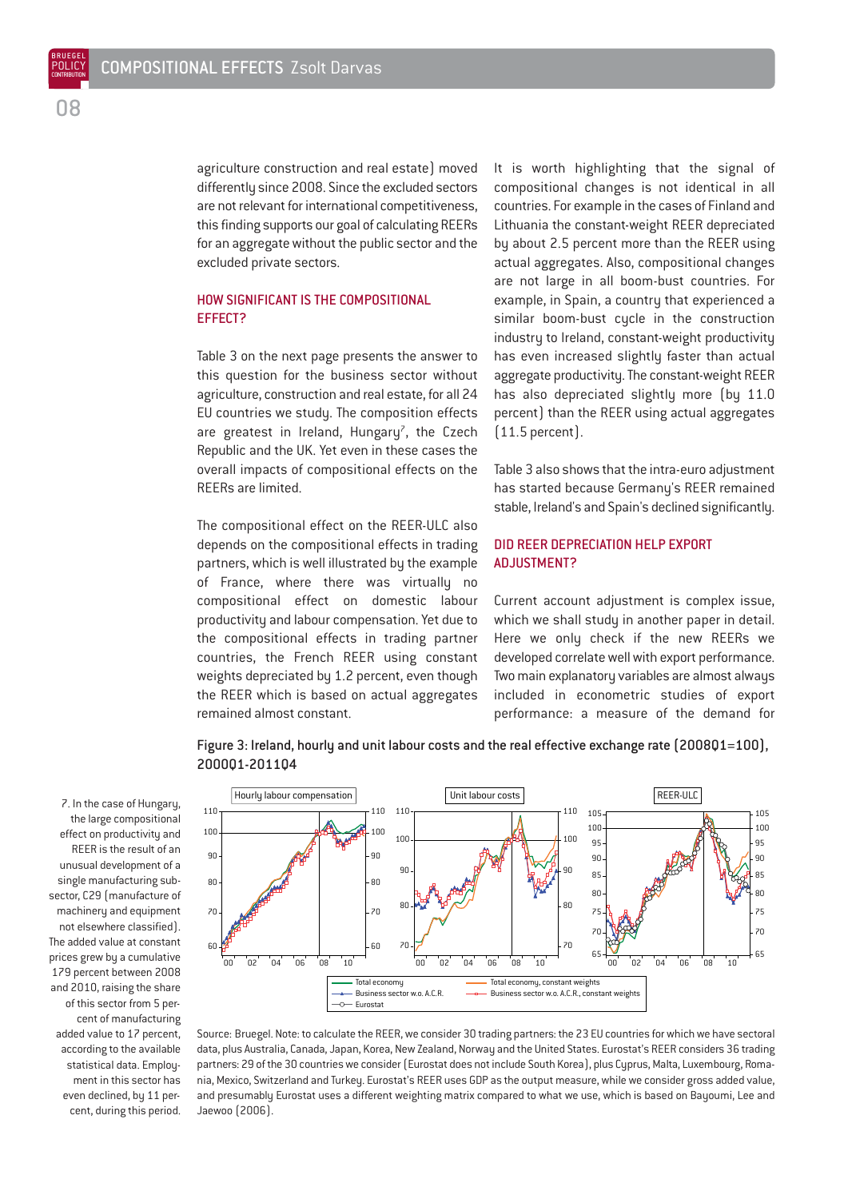agriculture construction and real estate) moved differently since 2008. Since the excluded sectors are not relevant for international competitiveness, this finding supports our goal of calculating REERs for an aggregate without the public sector and the excluded private sectors.

## HOW SIGNIFICANT IS THE COMPOSITIONAL EFFECT?

Table 3 on the next page presents the answer to this question for the business sector without agriculture, construction and real estate, for all 24 EU countries we study. The composition effects are greatest in Ireland, Hungary[7], the Czech Republic and the UK. Yet even in these cases the overall impacts of compositional effects on the REERs are limited.

The compositional effect on the REER-ULC also depends on the compositional effects in trading partners, which is well illustrated by the example of France, where there was virtually no compositional effect on domestic labour productivity and labour compensation. Yet due to the compositional effects in trading partner countries, the French REER using constant weights depreciated by 1.2 percent, even though the REER which is based on actual aggregates remained almost constant.

It is worth highlighting that the signal of compositional changes is not identical in all countries. For example in the cases of Finland and Lithuania the constant-weight REER depreciated by about 2.5 percent more than the REER using actual aggregates. Also, compositional changes are not large in all boom-bust countries. For example, in Spain, a country that experienced a similar boom-bust cycle in the construction industry to Ireland, constant-weight productivity has even increased slightly faster than actual aggregate productivity. The constant-weight REER has also depreciated slightly more (by 11.0 percent) than the REER using actual aggregates (11.5 percent).

Table 3 also shows that the intra-euro adjustment has started because Germany's REER remained stable, Ireland's and Spain's declined significantly.

## DID REER DEPRECIATION HELP EXPORT ADJUSTMENT?

Current account adjustment is complex issue, which we shall study in another paper in detail. Here we only check if the new REERs we developed correlate well with export performance. Two main explanatory variables are almost always included in econometric studies of export performance: a measure of the demand for

**Figure 3: Ireland, hourly and unit labour costs and the real effective exchange rate (2008Q1=100), 2000Q1-2011Q4**

Source: Bruegel. Note: to calculate the REER, we consider 30 trading partners: the 23 EU countries for which we have sectoral data, plus Australia, Canada, Japan, Korea, New Zealand, Norway and the United States. Eurostat's REER considers 36 trading partners: 29 of the 30 countries we consider (Eurostat does not include South Korea), plus Cyprus, Malta, Luxembourg, Romania, Mexico, Switzerland and Turkey. Eurostat's REER uses GDP as the output measure, while we consider gross added value, and presumably Eurostat uses a different weighting matrix compared to what we use, which is based on Bayoumi, Lee and Jaewoo (2006).

7. In the case of Hungary, the large compositional effect on productivity and REER is the result of an unusual development of a single manufacturing sub-sector, C29 (manufacture of machinery and equipment not elsewhere classified). The added value at constant prices grew by a cumulative 179 percent between 2008 and 2010, raising the share of this sector from 5 percent of manufacturing added value to 17 percent, according to the available statistical data. Employment in this sector has even declined, by 11 percent, during this period.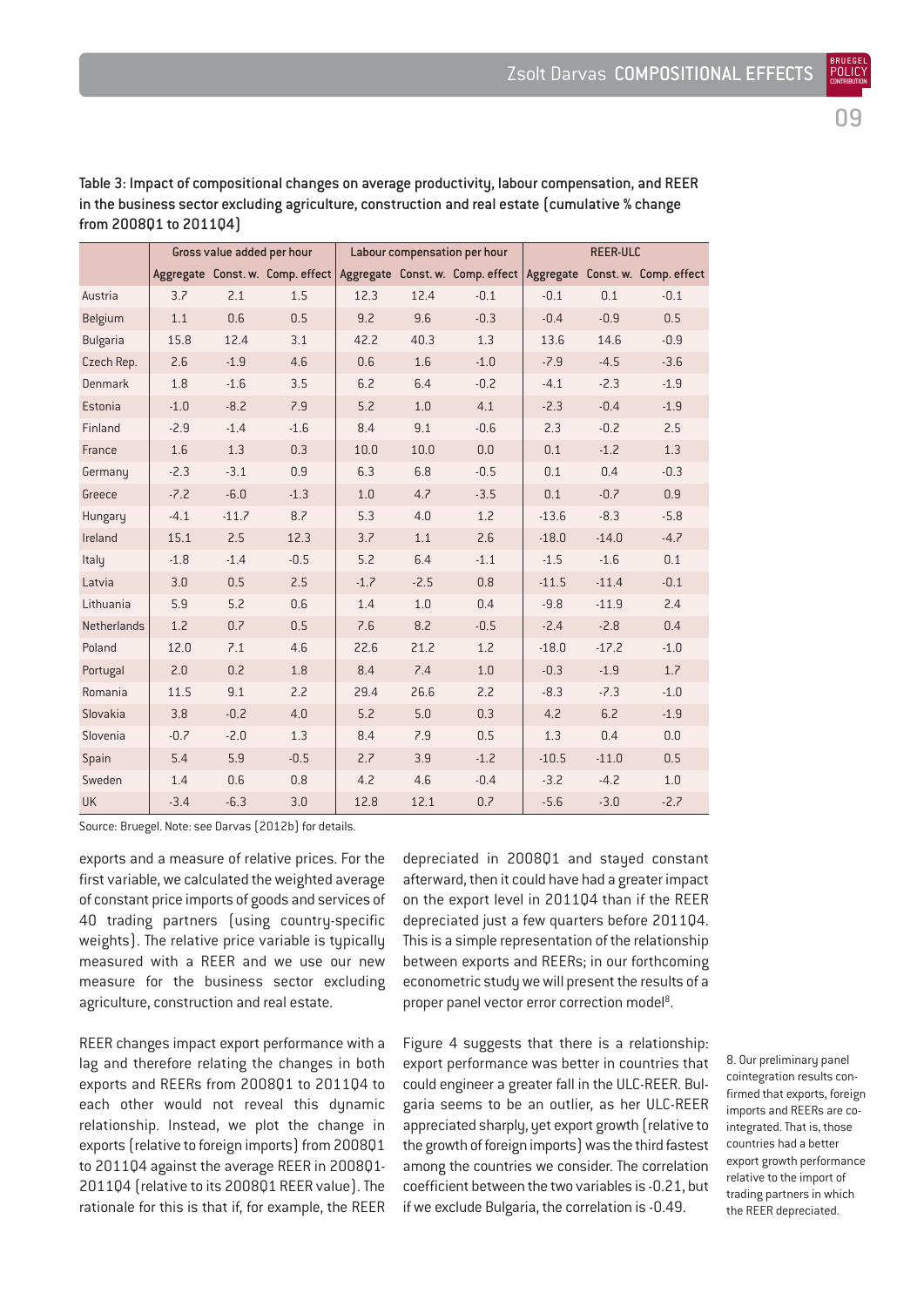Table 3: Impact of compositional changes on average productivity, labour compensation, and REER in the business sector excluding agriculture, construction and real estate (cumulative % change from 2008Q1 to 2011Q4)

| | Gross value added per hour | | | Labour compensation per hour | | | REER-ULC | | |
|---|---|---|---|---|---|---|---|---|---|
| | Aggregate | Const. w. | Comp. effect | Aggregate | Const. w. | Comp. effect | Aggregate | Const. w. | Comp. effect |
| Austria | 3.7 | 2.1 | 1.5 | 12.3 | 12.4 | -0.1 | -0.1 | 0.1 | -0.1 |
| Belgium | 1.1 | 0.6 | 0.5 | 9.2 | 9.6 | -0.3 | -0.4 | -0.9 | 0.5 |
| Bulgaria | 15.8 | 12.4 | 3.1 | 42.2 | 40.3 | 1.3 | 13.6 | 14.6 | -0.9 |
| Czech Rep. | 2.6 | -1.9 | 4.6 | 0.6 | 1.6 | -1.0 | -7.9 | -4.5 | -3.6 |
| Denmark | 1.8 | -1.6 | 3.5 | 6.2 | 6.4 | -0.2 | -4.1 | -2.3 | -1.9 |
| Estonia | -1.0 | -8.2 | 7.9 | 5.2 | 1.0 | 4.1 | -2.3 | -0.4 | -1.9 |
| Finland | -2.9 | -1.4 | -1.6 | 8.4 | 9.1 | -0.6 | 2.3 | -0.2 | 2.5 |
| France | 1.6 | 1.3 | 0.3 | 10.0 | 10.0 | 0.0 | 0.1 | -1.2 | 1.3 |
| Germany | -2.3 | -3.1 | 0.9 | 6.3 | 6.8 | -0.5 | 0.1 | 0.4 | -0.3 |
| Greece | -7.2 | -6.0 | -1.3 | 1.0 | 4.7 | -3.5 | 0.1 | -0.7 | 0.9 |
| Hungary | -4.1 | -11.7 | 8.7 | 5.3 | 4.0 | 1.2 | -13.6 | -8.3 | -5.8 |
| Ireland | 15.1 | 2.5 | 12.3 | 3.7 | 1.1 | 2.6 | -18.0 | -14.0 | -4.7 |
| Italy | -1.8 | -1.4 | -0.5 | 5.2 | 6.4 | -1.1 | -1.5 | -1.6 | 0.1 |
| Latvia | 3.0 | 0.5 | 2.5 | -1.7 | -2.5 | 0.8 | -11.5 | -11.4 | -0.1 |
| Lithuania | 5.9 | 5.2 | 0.6 | 1.4 | 1.0 | 0.4 | -9.8 | -11.9 | 2.4 |
| Netherlands | 1.2 | 0.7 | 0.5 | 7.6 | 8.2 | -0.5 | -2.4 | -2.8 | 0.4 |
| Poland | 12.0 | 7.1 | 4.6 | 22.6 | 21.2 | 1.2 | -18.0 | -17.2 | -1.0 |
| Portugal | 2.0 | 0.2 | 1.8 | 8.4 | 7.4 | 1.0 | -0.3 | -1.9 | 1.7 |
| Romania | 11.5 | 9.1 | 2.2 | 29.4 | 26.6 | 2.2 | -8.3 | -7.3 | -1.0 |
| Slovakia | 3.8 | -0.2 | 4.0 | 5.2 | 5.0 | 0.3 | 4.2 | 6.2 | -1.9 |
| Slovenia | -0.7 | -2.0 | 1.3 | 8.4 | 7.9 | 0.5 | 1.3 | 0.4 | 0.0 |
| Spain | 5.4 | 5.9 | -0.5 | 2.7 | 3.9 | -1.2 | -10.5 | -11.0 | 0.5 |
| Sweden | 1.4 | 0.6 | 0.8 | 4.2 | 4.6 | -0.4 | -3.2 | -4.2 | 1.0 |
| UK | -3.4 | -6.3 | 3.0 | 12.8 | 12.1 | 0.7 | -5.6 | -3.0 | -2.7 |

Source: Bruegel. Note: see Darvas (2012b) for details.

exports and a measure of relative prices. For the first variable, we calculated the weighted average of constant price imports of goods and services of 40 trading partners (using country-specific weights). The relative price variable is typically measured with a REER and we use our new measure for the business sector excluding agriculture, construction and real estate.

REER changes impact export performance with a lag and therefore relating the changes in both exports and REERs from 2008Q1 to 2011Q4 to each other would not reveal this dynamic relationship. Instead, we plot the change in exports (relative to foreign imports) from 2008Q1 to 2011Q4 against the average REER in 2008Q1-2011Q4 (relative to its 2008Q1 REER value). The rationale for this is that if, for example, the REER depreciated in 2008Q1 and stayed constant afterward, then it could have had a greater impact on the export level in 2011Q4 than if the REER depreciated just a few quarters before 2011Q4. This is a simple representation of the relationship between exports and REERs; in our forthcoming econometric study we will present the results of a proper panel vector error correction model[8].

Figure 4 suggests that there is a relationship: export performance was better in countries that could engineer a greater fall in the ULC-REER. Bulgaria seems to be an outlier, as her ULC-REER appreciated sharply, yet export growth (relative to the growth of foreign imports) was the third fastest among the countries we consider. The correlation coefficient between the two variables is -0.21, but if we exclude Bulgaria, the correlation is -0.49.

8. Our preliminary panel cointegration results confirmed that exports, foreign imports and REERs are co-integrated. That is, those countries had a better export growth performance relative to the import of trading partners in which the REER depreciated.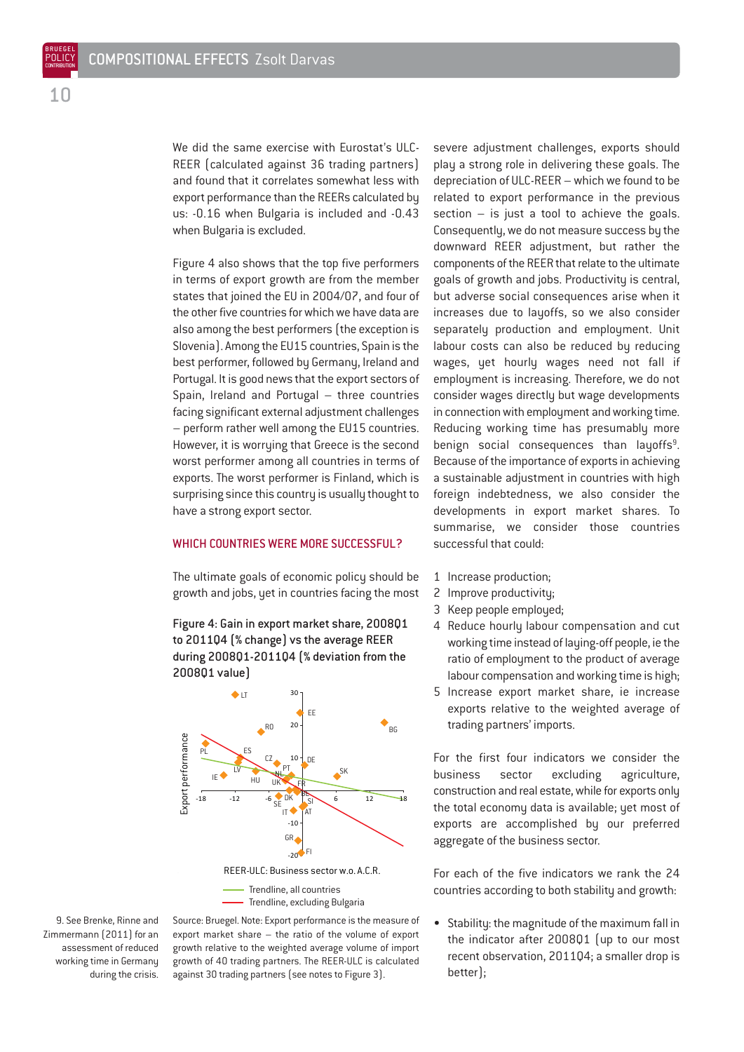We did the same exercise with Eurostat's ULC-REER (calculated against 36 trading partners) and found that it correlates somewhat less with export performance than the REERs calculated by us: -0.16 when Bulgaria is included and -0.43 when Bulgaria is excluded.

Figure 4 also shows that the top five performers in terms of export growth are from the member states that joined the EU in 2004/07, and four of the other five countries for which we have data are also among the best performers (the exception is Slovenia). Among the EU15 countries, Spain is the best performer, followed by Germany, Ireland and Portugal. It is good news that the export sectors of Spain, Ireland and Portugal – three countries facing significant external adjustment challenges – perform rather well among the EU15 countries. However, it is worrying that Greece is the second worst performer among all countries in terms of exports. The worst performer is Finland, which is surprising since this country is usually thought to have a strong export sector.

## WHICH COUNTRIES WERE MORE SUCCESSFUL?

The ultimate goals of economic policy should be growth and jobs, yet in countries facing the most severe adjustment challenges, exports should play a strong role in delivering these goals. The depreciation of ULC-REER – which we found to be related to export performance in the previous section – is just a tool to achieve the goals. Consequently, we do not measure success by the downward REER adjustment, but rather the components of the REER that relate to the ultimate goals of growth and jobs. Productivity is central, but adverse social consequences arise when it increases due to layoffs, so we also consider separately production and employment. Unit labour costs can also be reduced by reducing wages, yet hourly wages need not fall if employment is increasing. Therefore, we do not consider wages directly but wage developments in connection with employment and working time. Reducing working time has presumably more benign social consequences than layoffs[9]. Because of the importance of exports in achieving a sustainable adjustment in countries with high foreign indebtedness, we also consider the developments in export market shares. To summarise, we consider those countries successful that could:

1. Increase production;
2. Improve productivity;
3. Keep people employed;
4. Reduce hourly labour compensation and cut working time instead of laying-off people, ie the ratio of employment to the product of average labour compensation and working time is high;
5. Increase export market share, ie increase exports relative to the weighted average of trading partners' imports.

For the first four indicators we consider the business sector excluding agriculture, construction and real estate, while for exports only the total economy data is available; yet most of exports are accomplished by our preferred aggregate of the business sector.

For each of the five indicators we rank the 24 countries according to both stability and growth:

- Stability: the magnitude of the maximum fall in the indicator after 2008Q1 (up to our most recent observation, 2011Q4; a smaller drop is better);

**Figure 4: Gain in export market share, 2008Q1 to 2011Q4 (% change) vs the average REER during 2008Q1-2011Q4 (% deviation from the 2008Q1 value)**

Source: Bruegel. Note: Export performance is the measure of export market share – the ratio of the volume of export growth relative to the weighted average volume of import growth of 40 trading partners. The REER-ULC is calculated against 30 trading partners (see notes to Figure 3).

9. See Brenke, Rinne and Zimmermann (2011) for an assessment of reduced working time in Germany during the crisis.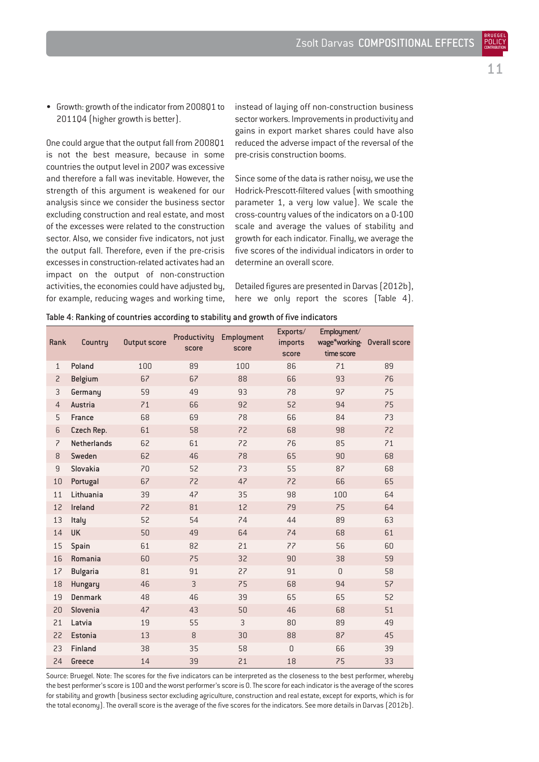- Growth: growth of the indicator from 2008Q1 to 2011Q4 (higher growth is better).

One could argue that the output fall from 2008Q1 is not the best measure, because in some countries the output level in 2007 was excessive and therefore a fall was inevitable. However, the strength of this argument is weakened for our analysis since we consider the business sector excluding construction and real estate, and most of the excesses were related to the construction sector. Also, we consider five indicators, not just the output fall. Therefore, even if the pre-crisis excesses in construction-related activates had an impact on the output of non-construction activities, the economies could have adjusted by, for example, reducing wages and working time, instead of laying off non-construction business sector workers. Improvements in productivity and gains in export market shares could have also reduced the adverse impact of the reversal of the pre-crisis construction booms.

Since some of the data is rather noisy, we use the Hodrick-Prescott-filtered values (with smoothing parameter 1, a very low value). We scale the cross-country values of the indicators on a 0-100 scale and average the values of stability and growth for each indicator. Finally, we average the five scores of the individual indicators in order to determine an overall score.

Detailed figures are presented in Darvas (2012b), here we only report the scores (Table 4).

Table 4: Ranking of countries according to stability and growth of five indicators

| Rank | Country | Output score | Productivity score | Employment score | Exports/ imports score | Employment/ wage*working-time score | Overall score |
|---|---|---|---|---|---|---|---|
| 1 | Poland | 100 | 89 | 100 | 86 | 71 | 89 |
| 2 | Belgium | 67 | 67 | 88 | 66 | 93 | 76 |
| 3 | Germany | 59 | 49 | 93 | 78 | 97 | 75 |
| 4 | Austria | 71 | 66 | 92 | 52 | 94 | 75 |
| 5 | France | 68 | 69 | 78 | 66 | 84 | 73 |
| 6 | Czech Rep. | 61 | 58 | 72 | 68 | 98 | 72 |
| 7 | Netherlands | 62 | 61 | 72 | 76 | 85 | 71 |
| 8 | Sweden | 62 | 46 | 78 | 65 | 90 | 68 |
| 9 | Slovakia | 70 | 52 | 73 | 55 | 87 | 68 |
| 10 | Portugal | 67 | 72 | 47 | 72 | 66 | 65 |
| 11 | Lithuania | 39 | 47 | 35 | 98 | 100 | 64 |
| 12 | Ireland | 72 | 81 | 12 | 79 | 75 | 64 |
| 13 | Italy | 52 | 54 | 74 | 44 | 89 | 63 |
| 14 | UK | 50 | 49 | 64 | 74 | 68 | 61 |
| 15 | Spain | 61 | 82 | 21 | 77 | 56 | 60 |
| 16 | Romania | 60 | 75 | 32 | 90 | 38 | 59 |
| 17 | Bulgaria | 81 | 91 | 27 | 91 | 0 | 58 |
| 18 | Hungary | 46 | 3 | 75 | 68 | 94 | 57 |
| 19 | Denmark | 48 | 46 | 39 | 65 | 65 | 52 |
| 20 | Slovenia | 47 | 43 | 50 | 46 | 68 | 51 |
| 21 | Latvia | 19 | 55 | 3 | 80 | 89 | 49 |
| 22 | Estonia | 13 | 8 | 30 | 88 | 87 | 45 |
| 23 | Finland | 38 | 35 | 58 | 0 | 66 | 39 |
| 24 | Greece | 14 | 39 | 21 | 18 | 75 | 33 |

Source: Bruegel. Note: The scores for the five indicators can be interpreted as the closeness to the best performer, whereby the best performer's score is 100 and the worst performer's score is 0. The score for each indicator is the average of the scores for stability and growth (business sector excluding agriculture, construction and real estate, except for exports, which is for the total economy). The overall score is the average of the five scores for the indicators. See more details in Darvas (2012b).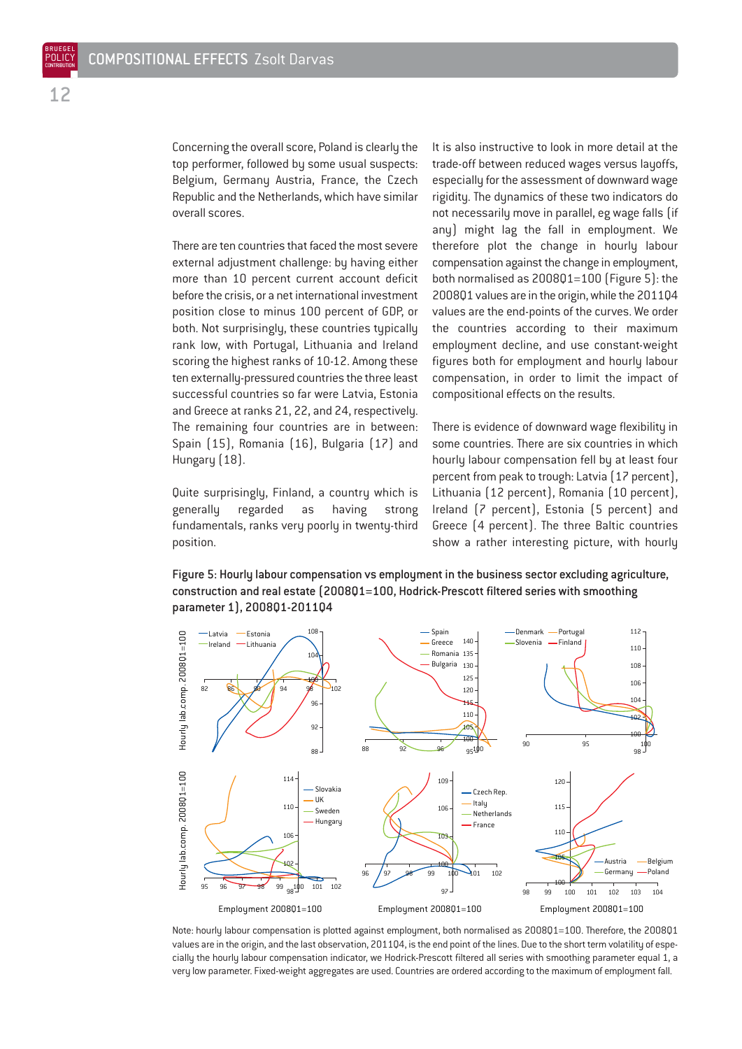Concerning the overall score, Poland is clearly the top performer, followed by some usual suspects: Belgium, Germany Austria, France, the Czech Republic and the Netherlands, which have similar overall scores.

There are ten countries that faced the most severe external adjustment challenge: by having either more than 10 percent current account deficit before the crisis, or a net international investment position close to minus 100 percent of GDP, or both. Not surprisingly, these countries typically rank low, with Portugal, Lithuania and Ireland scoring the highest ranks of 10-12. Among these ten externally-pressured countries the three least successful countries so far were Latvia, Estonia and Greece at ranks 21, 22, and 24, respectively. The remaining four countries are in between: Spain (15), Romania (16), Bulgaria (17) and Hungary (18).

Quite surprisingly, Finland, a country which is generally regarded as having strong fundamentals, ranks very poorly in twenty-third position.

It is also instructive to look in more detail at the trade-off between reduced wages versus layoffs, especially for the assessment of downward wage rigidity. The dynamics of these two indicators do not necessarily move in parallel, eg wage falls (if any) might lag the fall in employment. We therefore plot the change in hourly labour compensation against the change in employment, both normalised as 2008Q1=100 (Figure 5): the 2008Q1 values are in the origin, while the 2011Q4 values are the end-points of the curves. We order the countries according to their maximum employment decline, and use constant-weight figures both for employment and hourly labour compensation, in order to limit the impact of compositional effects on the results.

There is evidence of downward wage flexibility in some countries. There are six countries in which hourly labour compensation fell by at least four percent from peak to trough: Latvia (17 percent), Lithuania (12 percent), Romania (10 percent), Ireland (7 percent), Estonia (5 percent) and Greece (4 percent). The three Baltic countries show a rather interesting picture, with hourly

**Figure 5: Hourly labour compensation vs employment in the business sector excluding agriculture, construction and real estate (2008Q1=100, Hodrick-Prescott filtered series with smoothing parameter 1), 2008Q1-2011Q4**

Note: hourly labour compensation is plotted against employment, both normalised as 2008Q1=100. Therefore, the 2008Q1 values are in the origin, and the last observation, 2011Q4, is the end point of the lines. Due to the short term volatility of especially the hourly labour compensation indicator, we Hodrick-Prescott filtered all series with smoothing parameter equal 1, a very low parameter. Fixed-weight aggregates are used. Countries are ordered according to the maximum of employment fall.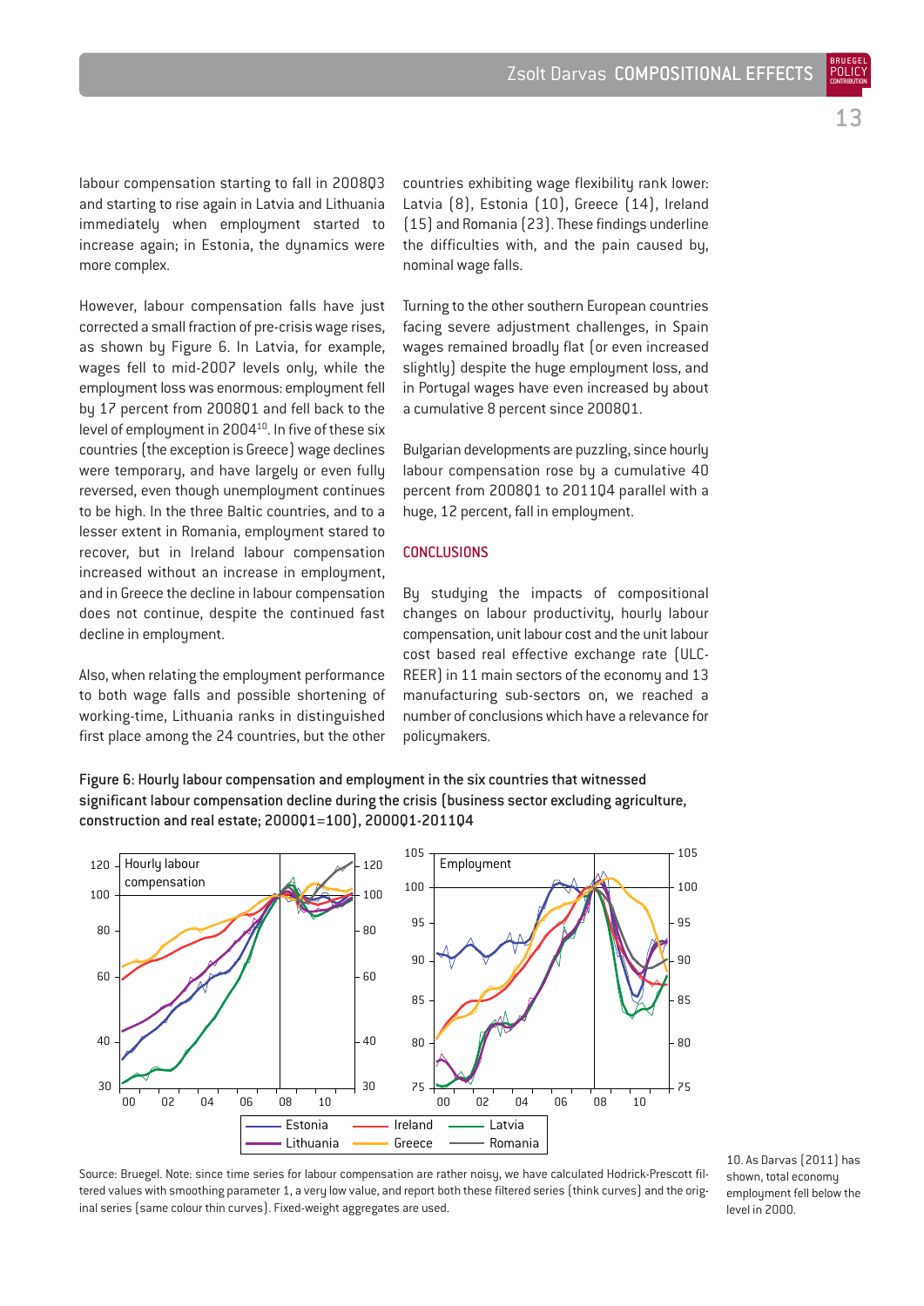labour compensation starting to fall in 2008Q3 and starting to rise again in Latvia and Lithuania immediately when employment started to increase again; in Estonia, the dynamics were more complex.

However, labour compensation falls have just corrected a small fraction of pre-crisis wage rises, as shown by Figure 6. In Latvia, for example, wages fell to mid-2007 levels only, while the employment loss was enormous: employment fell by 17 percent from 2008Q1 and fell back to the level of employment in 2004[10]. In five of these six countries (the exception is Greece) wage declines were temporary, and have largely or even fully reversed, even though unemployment continues to be high. In the three Baltic countries, and to a lesser extent in Romania, employment stared to recover, but in Ireland labour compensation increased without an increase in employment, and in Greece the decline in labour compensation does not continue, despite the continued fast decline in employment.

Also, when relating the employment performance to both wage falls and possible shortening of working-time, Lithuania ranks in distinguished first place among the 24 countries, but the other countries exhibiting wage flexibility rank lower: Latvia (8), Estonia (10), Greece (14), Ireland (15) and Romania (23). These findings underline the difficulties with, and the pain caused by, nominal wage falls.

Turning to the other southern European countries facing severe adjustment challenges, in Spain wages remained broadly flat (or even increased slightly) despite the huge employment loss, and in Portugal wages have even increased by about a cumulative 8 percent since 2008Q1.

Bulgarian developments are puzzling, since hourly labour compensation rose by a cumulative 40 percent from 2008Q1 to 2011Q4 parallel with a huge, 12 percent, fall in employment.

## CONCLUSIONS

By studying the impacts of compositional changes on labour productivity, hourly labour compensation, unit labour cost and the unit labour cost based real effective exchange rate (ULC-REER) in 11 main sectors of the economy and 13 manufacturing sub-sectors on, we reached a number of conclusions which have a relevance for policymakers.

**Figure 6: Hourly labour compensation and employment in the six countries that witnessed significant labour compensation decline during the crisis (business sector excluding agriculture, construction and real estate; 2000Q1=100), 2000Q1-2011Q4**

Source: Bruegel. Note: since time series for labour compensation are rather noisy, we have calculated Hodrick-Prescott filtered values with smoothing parameter 1, a very low value, and report both these filtered series (think curves) and the original series (same colour thin curves). Fixed-weight aggregates are used.

10. As Darvas (2011) has shown, total economy employment fell below the level in 2000.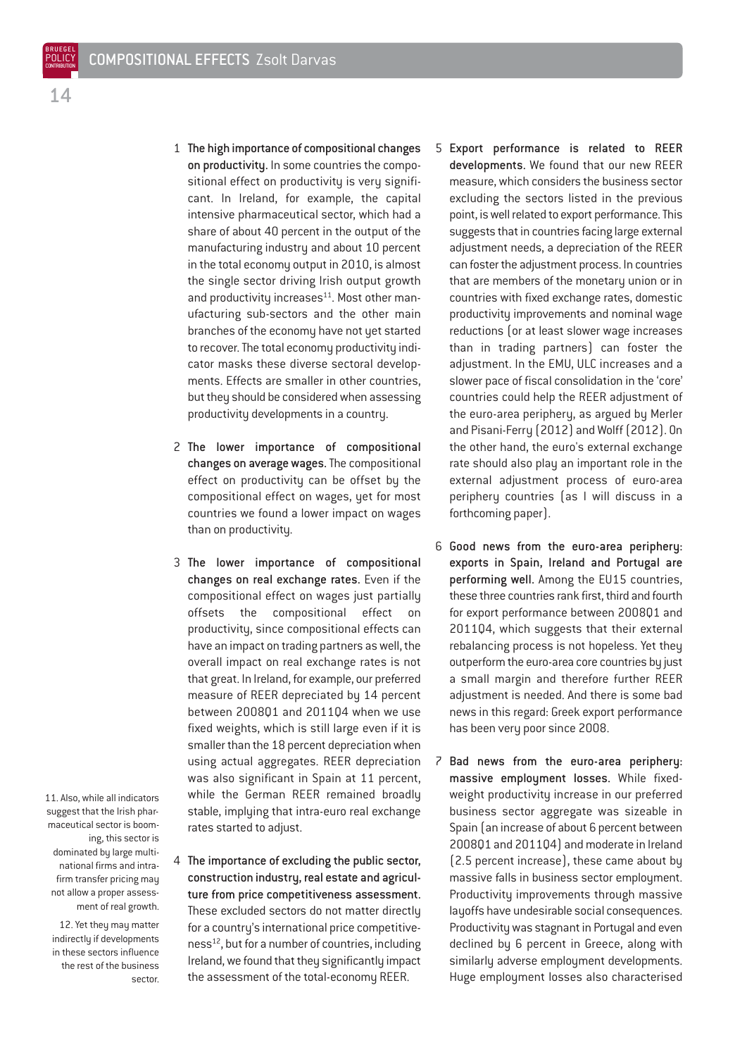1. **The high importance of compositional changes on productivity.** In some countries the compositional effect on productivity is very significant. In Ireland, for example, the capital intensive pharmaceutical sector, which had a share of about 40 percent in the output of the manufacturing industry and about 10 percent in the total economy output in 2010, is almost the single sector driving Irish output growth and productivity increases[11]. Most other manufacturing sub-sectors and the other main branches of the economy have not yet started to recover. The total economy productivity indicator masks these diverse sectoral developments. Effects are smaller in other countries, but they should be considered when assessing productivity developments in a country.

2. **The lower importance of compositional changes on average wages.** The compositional effect on productivity can be offset by the compositional effect on wages, yet for most countries we found a lower impact on wages than on productivity.

3. **The lower importance of compositional changes on real exchange rates.** Even if the compositional effect on wages just partially offsets the compositional effect on productivity, since compositional effects can have an impact on trading partners as well, the overall impact on real exchange rates is not that great. In Ireland, for example, our preferred measure of REER depreciated by 14 percent between 2008Q1 and 2011Q4 when we use fixed weights, which is still large even if it is smaller than the 18 percent depreciation when using actual aggregates. REER depreciation was also significant in Spain at 11 percent, while the German REER remained broadly stable, implying that intra-euro real exchange rates started to adjust.

4. **The importance of excluding the public sector, construction industry, real estate and agriculture from price competitiveness assessment.** These excluded sectors do not matter directly for a country's international price competitiveness[12], but for a number of countries, including Ireland, we found that they significantly impact the assessment of the total-economy REER.

5. **Export performance is related to REER developments.** We found that our new REER measure, which considers the business sector excluding the sectors listed in the previous point, is well related to export performance. This suggests that in countries facing large external adjustment needs, a depreciation of the REER can foster the adjustment process. In countries that are members of the monetary union or in countries with fixed exchange rates, domestic productivity improvements and nominal wage reductions (or at least slower wage increases than in trading partners) can foster the adjustment. In the EMU, ULC increases and a slower pace of fiscal consolidation in the 'core' countries could help the REER adjustment of the euro-area periphery, as argued by Merler and Pisani-Ferry (2012) and Wolff (2012). On the other hand, the euro's external exchange rate should also play an important role in the external adjustment process of euro-area periphery countries (as I will discuss in a forthcoming paper).

6. **Good news from the euro-area periphery: exports in Spain, Ireland and Portugal are performing well.** Among the EU15 countries, these three countries rank first, third and fourth for export performance between 2008Q1 and 2011Q4, which suggests that their external rebalancing process is not hopeless. Yet they outperform the euro-area core countries by just a small margin and therefore further REER adjustment is needed. And there is some bad news in this regard: Greek export performance has been very poor since 2008.

7. **Bad news from the euro-area periphery: massive employment losses.** While fixed-weight productivity increase in our preferred business sector aggregate was sizeable in Spain (an increase of about 6 percent between 2008Q1 and 2011Q4) and moderate in Ireland (2.5 percent increase), these came about by massive falls in business sector employment. Productivity improvements through massive layoffs have undesirable social consequences. Productivity was stagnant in Portugal and even declined by 6 percent in Greece, along with similarly adverse employment developments. Huge employment losses also characterised

11. Also, while all indicators suggest that the Irish pharmaceutical sector is booming, this sector is dominated by large multinational firms and intra-firm transfer pricing may not allow a proper assessment of real growth.

12. Yet they may matter indirectly if developments in these sectors influence the rest of the business sector.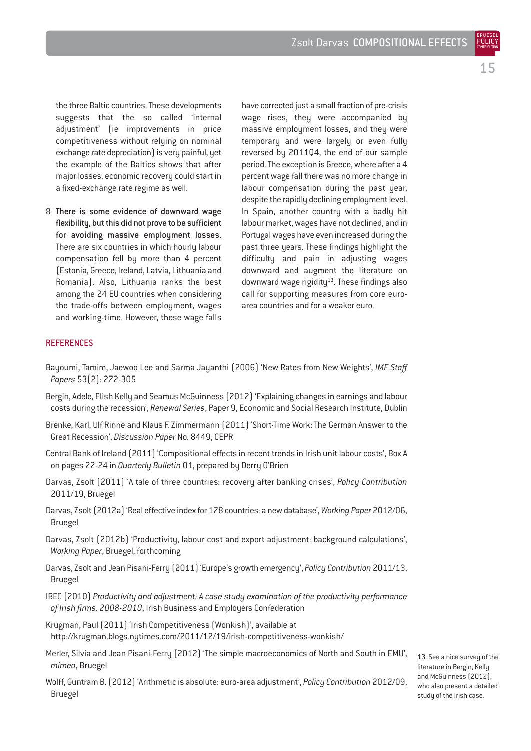the three Baltic countries. These developments suggests that the so called 'internal adjustment' (ie improvements in price competitiveness without relying on nominal exchange rate depreciation) is very painful, yet the example of the Baltics shows that after major losses, economic recovery could start in a fixed-exchange rate regime as well.

8 **There is some evidence of downward wage flexibility, but this did not prove to be sufficient for avoiding massive employment losses.** There are six countries in which hourly labour compensation fell by more than 4 percent (Estonia, Greece, Ireland, Latvia, Lithuania and Romania). Also, Lithuania ranks the best among the 24 EU countries when considering the trade-offs between employment, wages and working-time. However, these wage falls have corrected just a small fraction of pre-crisis wage rises, they were accompanied by massive employment losses, and they were temporary and were largely or even fully reversed by 2011Q4, the end of our sample period. The exception is Greece, where after a 4 percent wage fall there was no more change in labour compensation during the past year, despite the rapidly declining employment level. In Spain, another country with a badly hit labour market, wages have not declined, and in Portugal wages have even increased during the past three years. These findings highlight the difficulty and pain in adjusting wages downward and augment the literature on downward wage rigidity[13]. These findings also call for supporting measures from core euro-area countries and for a weaker euro.

## REFERENCES

Bayoumi, Tamim, Jaewoo Lee and Sarma Jayanthi (2006) 'New Rates from New Weights', *IMF Staff Papers* 53(2): 272-305

Bergin, Adele, Elish Kelly and Seamus McGuinness (2012) 'Explaining changes in earnings and labour costs during the recession', *Renewal Series*, Paper 9, Economic and Social Research Institute, Dublin

Brenke, Karl, Ulf Rinne and Klaus F. Zimmermann (2011) 'Short-Time Work: The German Answer to the Great Recession', *Discussion Paper* No. 8449, CEPR

Central Bank of Ireland (2011) 'Compositional effects in recent trends in Irish unit labour costs', Box A on pages 22-24 in *Quarterly Bulletin* 01, prepared by Derry O'Brien

Darvas, Zsolt (2011) 'A tale of three countries: recovery after banking crises', *Policy Contribution* 2011/19, Bruegel

Darvas, Zsolt (2012a) 'Real effective index for 178 countries: a new database', *Working Paper* 2012/06, Bruegel

Darvas, Zsolt (2012b) 'Productivity, labour cost and export adjustment: background calculations', *Working Paper*, Bruegel, forthcoming

Darvas, Zsolt and Jean Pisani-Ferry (2011) 'Europe's growth emergency', *Policy Contribution* 2011/13, Bruegel

IBEC (2010) *Productivity and adjustment: A case study examination of the productivity performance of Irish firms, 2008-2010*, Irish Business and Employers Confederation

Krugman, Paul (2011) 'Irish Competitiveness (Wonkish)', available at http://krugman.blogs.nytimes.com/2011/12/19/irish-competitiveness-wonkish/

Merler, Silvia and Jean Pisani-Ferry (2012) 'The simple macroeconomics of North and South in EMU', *mimeo*, Bruegel

Wolff, Guntram B. (2012) 'Arithmetic is absolute: euro-area adjustment', *Policy Contribution* 2012/09, Bruegel

13. See a nice survey of the literature in Bergin, Kelly and McGuinness (2012), who also present a detailed study of the Irish case.